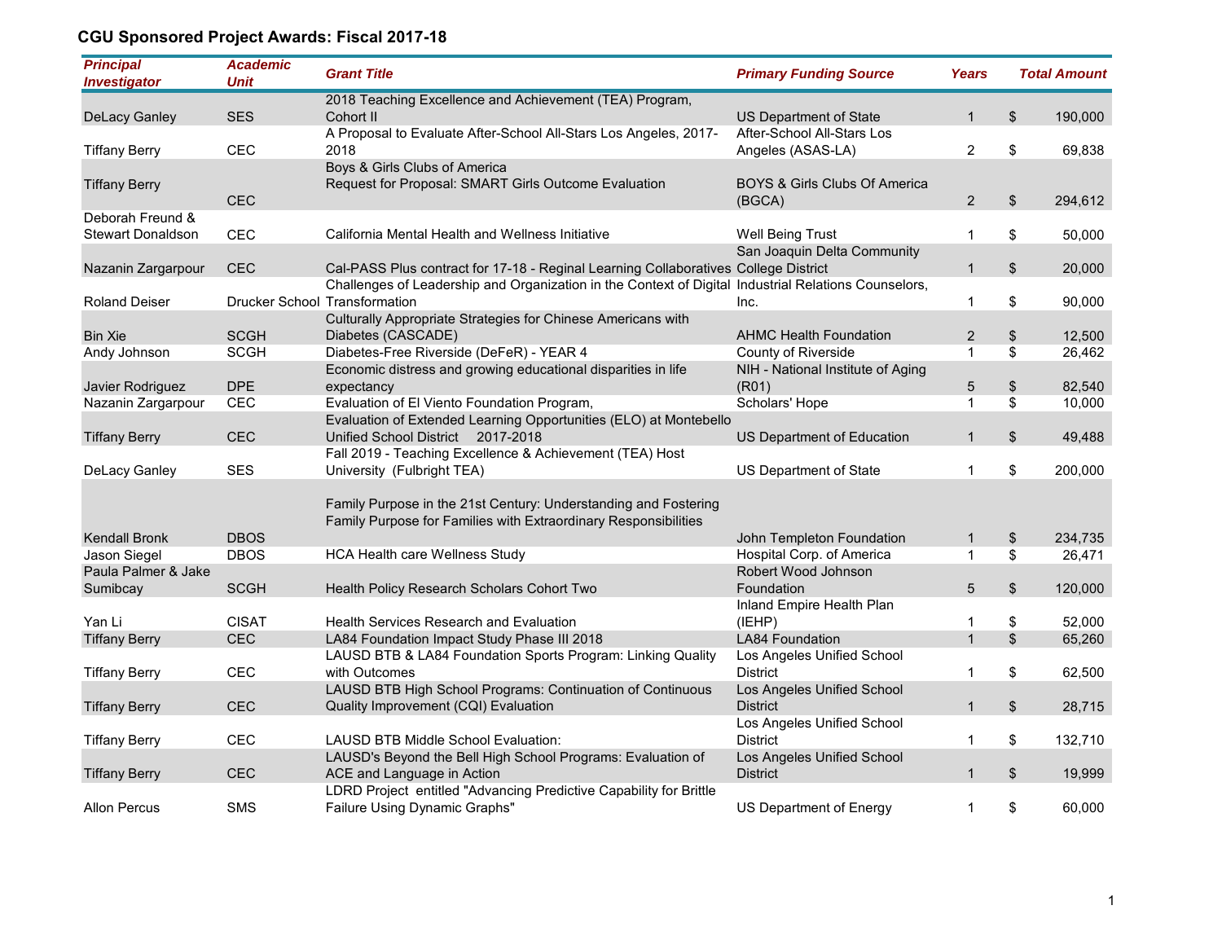# CGU Sponsored Project Awards: Fiscal 2017-18

| Principal Investigator | Academic Unit | Grant Title | Primary Funding Source | Years | Total Amount |
|---|---|---|---|---|---|
| DeLacy Ganley | SES | 2018 Teaching Excellence and Achievement (TEA) Program, Cohort II | US Department of State | 1 | $ 190,000 |
| Tiffany Berry | CEC | A Proposal to Evaluate After-School All-Stars Los Angeles, 2017-2018 | After-School All-Stars Los Angeles (ASAS-LA) | 2 | $ 69,838 |
| Tiffany Berry | CEC | Boys & Girls Clubs of America Request for Proposal: SMART Girls Outcome Evaluation | BOYS & Girls Clubs Of America (BGCA) | 2 | $ 294,612 |
| Deborah Freund & Stewart Donaldson | CEC | California Mental Health and Wellness Initiative | Well Being Trust | 1 | $ 50,000 |
| Nazanin Zargarpour | CEC | Cal-PASS Plus contract for 17-18 - Reginal Learning Collaboratives | San Joaquin Delta Community College District | 1 | $ 20,000 |
| Roland Deiser | Drucker School | Challenges of Leadership and Organization in the Context of Digital Transformation | Industrial Relations Counselors, Inc. | 1 | $ 90,000 |
| Bin Xie | SCGH | Culturally Appropriate Strategies for Chinese Americans with Diabetes (CASCADE) | AHMC Health Foundation | 2 | $ 12,500 |
| Andy Johnson | SCGH | Diabetes-Free Riverside (DeFeR) - YEAR 4 | County of Riverside | 1 | $ 26,462 |
| Javier Rodriguez | DPE | Economic distress and growing educational disparities in life expectancy | NIH - National Institute of Aging (R01) | 5 | $ 82,540 |
| Nazanin Zargarpour | CEC | Evaluation of El Viento Foundation Program, | Scholars' Hope | 1 | $ 10,000 |
| Tiffany Berry | CEC | Evaluation of Extended Learning Opportunities (ELO) at Montebello Unified School District 2017-2018 | US Department of Education | 1 | $ 49,488 |
| DeLacy Ganley | SES | Fall 2019 - Teaching Excellence & Achievement (TEA) Host University (Fulbright TEA) | US Department of State | 1 | $ 200,000 |
| Kendall Bronk | DBOS | Family Purpose in the 21st Century: Understanding and Fostering Family Purpose for Families with Extraordinary Responsibilities | John Templeton Foundation | 1 | $ 234,735 |
| Jason Siegel | DBOS | HCA Health care Wellness Study | Hospital Corp. of America | 1 | $ 26,471 |
| Paula Palmer & Jake Sumibcay | SCGH | Health Policy Research Scholars Cohort Two | Robert Wood Johnson Foundation | 5 | $ 120,000 |
| Yan Li | CISAT | Health Services Research and Evaluation | Inland Empire Health Plan (IEHP) | 1 | $ 52,000 |
| Tiffany Berry | CEC | LA84 Foundation Impact Study Phase III 2018 | LA84 Foundation | 1 | $ 65,260 |
| Tiffany Berry | CEC | LAUSD BTB & LA84 Foundation Sports Program: Linking Quality with Outcomes | Los Angeles Unified School District | 1 | $ 62,500 |
| Tiffany Berry | CEC | LAUSD BTB High School Programs: Continuation of Continuous Quality Improvement (CQI) Evaluation | Los Angeles Unified School District | 1 | $ 28,715 |
| Tiffany Berry | CEC | LAUSD BTB Middle School Evaluation: | Los Angeles Unified School District | 1 | $ 132,710 |
| Tiffany Berry | CEC | LAUSD's Beyond the Bell High School Programs: Evaluation of ACE and Language in Action | Los Angeles Unified School District | 1 | $ 19,999 |
| Allon Percus | SMS | LDRD Project entitled "Advancing Predictive Capability for Brittle Failure Using Dynamic Graphs" | US Department of Energy | 1 | $ 60,000 |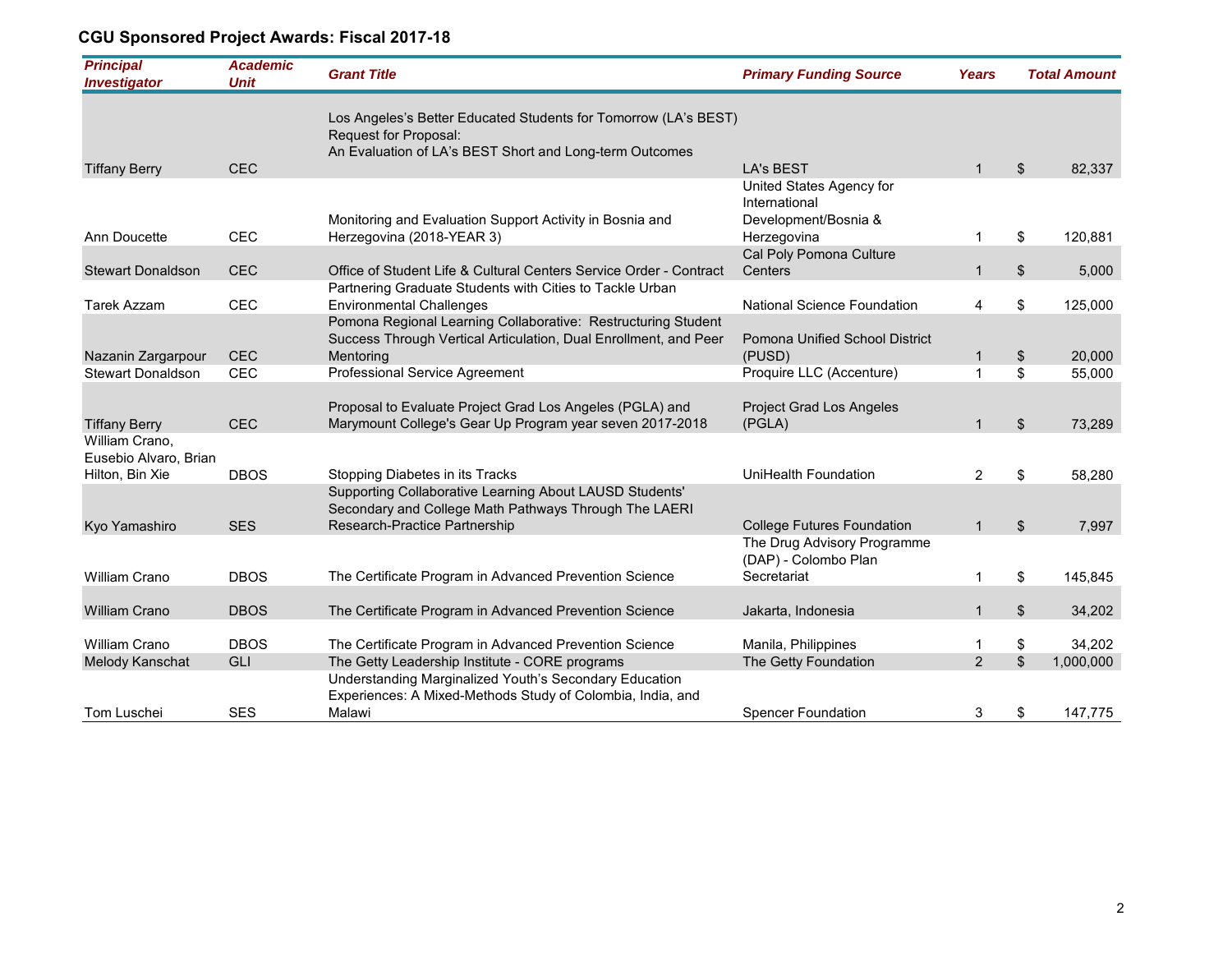## CGU Sponsored Project Awards: Fiscal 2017-18

| Principal Investigator | Academic Unit | Grant Title | Primary Funding Source | Years | Total Amount |
|---|---|---|---|---|---|
| Tiffany Berry | CEC | Los Angeles's Better Educated Students for Tomorrow (LA's BEST) Request for Proposal: An Evaluation of LA's BEST Short and Long-term Outcomes | LA's BEST | 1 | $ 82,337 |
| Ann Doucette | CEC | Monitoring and Evaluation Support Activity in Bosnia and Herzegovina (2018-YEAR 3) | United States Agency for International Development/Bosnia & Herzegovina | 1 | $ 120,881 |
| Stewart Donaldson | CEC | Office of Student Life & Cultural Centers Service Order - Contract | Cal Poly Pomona Culture Centers | 1 | $ 5,000 |
| Tarek Azzam | CEC | Partnering Graduate Students with Cities to Tackle Urban Environmental Challenges | National Science Foundation | 4 | $ 125,000 |
| Nazanin Zargarpour | CEC | Pomona Regional Learning Collaborative: Restructuring Student Success Through Vertical Articulation, Dual Enrollment, and Peer Mentoring | Pomona Unified School District (PUSD) | 1 | $ 20,000 |
| Stewart Donaldson | CEC | Professional Service Agreement | Proquire LLC (Accenture) | 1 | $ 55,000 |
| Tiffany Berry | CEC | Proposal to Evaluate Project Grad Los Angeles (PGLA) and Marymount College's Gear Up Program year seven 2017-2018 | Project Grad Los Angeles (PGLA) | 1 | $ 73,289 |
| William Crano, Eusebio Alvaro, Brian Hilton, Bin Xie | DBOS | Stopping Diabetes in its Tracks | UniHealth Foundation | 2 | $ 58,280 |
| Kyo Yamashiro | SES | Supporting Collaborative Learning About LAUSD Students' Secondary and College Math Pathways Through The LAERI Research-Practice Partnership | College Futures Foundation | 1 | $ 7,997 |
| William Crano | DBOS | The Certificate Program in Advanced Prevention Science | The Drug Advisory Programme (DAP) - Colombo Plan Secretariat | 1 | $ 145,845 |
| William Crano | DBOS | The Certificate Program in Advanced Prevention Science | Jakarta, Indonesia | 1 | $ 34,202 |
| William Crano | DBOS | The Certificate Program in Advanced Prevention Science | Manila, Philippines | 1 | $ 34,202 |
| Melody Kanschat | GLI | The Getty Leadership Institute - CORE programs | The Getty Foundation | 2 | $ 1,000,000 |
| Tom Luschei | SES | Understanding Marginalized Youth's Secondary Education Experiences: A Mixed-Methods Study of Colombia, India, and Malawi | Spencer Foundation | 3 | $ 147,775 |